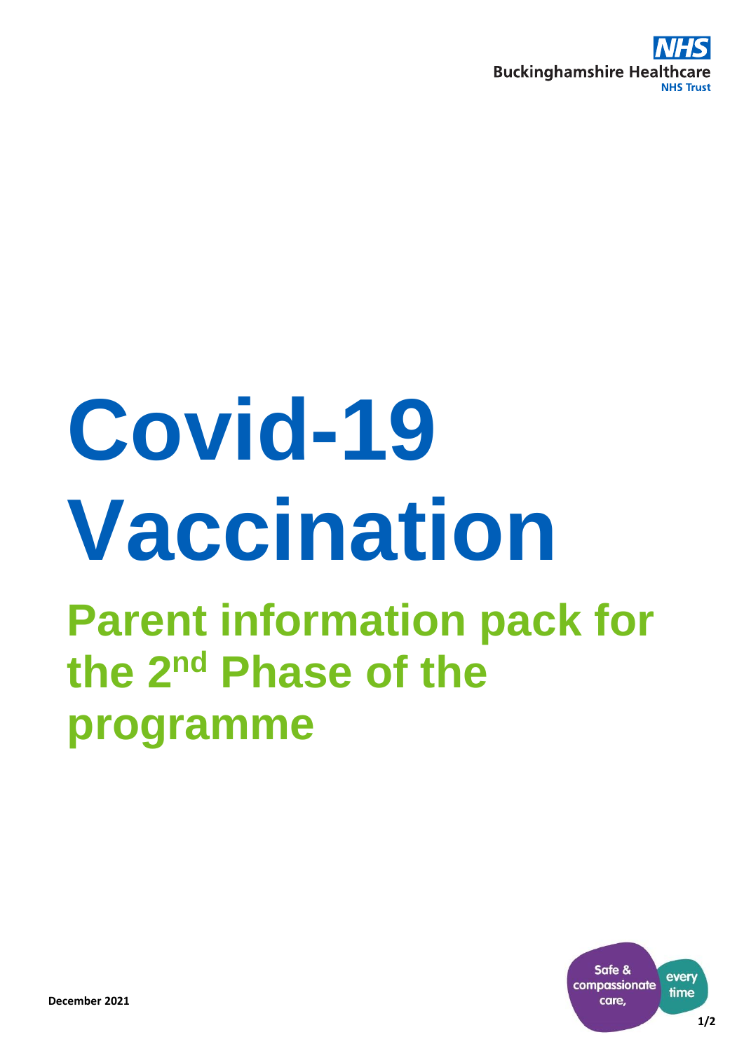# Covid-19 Vaccination

## Parent information pack for the 2nd Phase of the programme

December 2021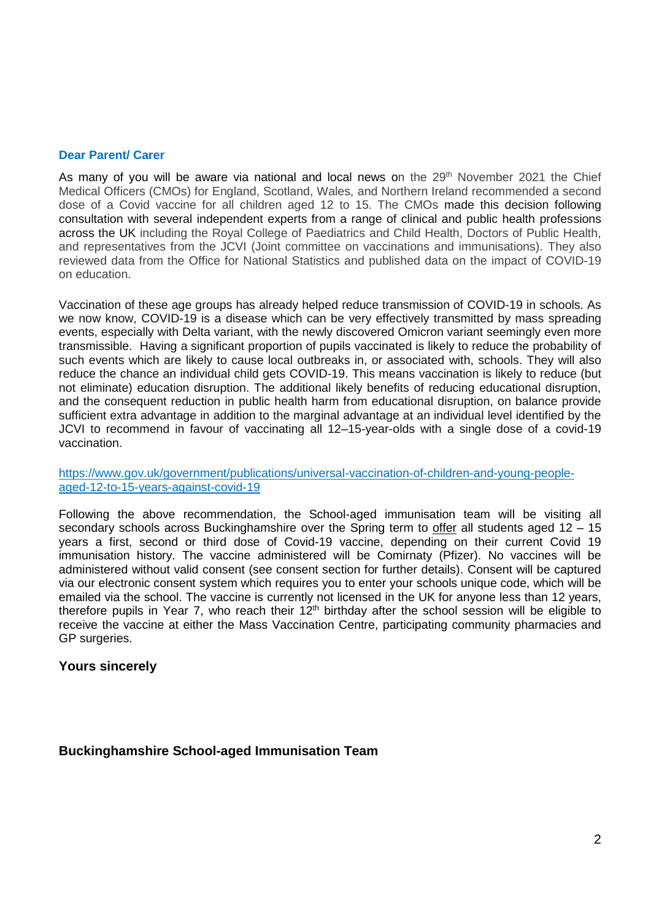**Dear Parent/ Carer**

As many of you will be aware via national and local news on the 29th November 2021 the Chief Medical Officers (CMOs) for England, Scotland, Wales, and Northern Ireland recommended a second dose of a Covid vaccine for all children aged 12 to 15. The CMOs made this decision following consultation with several independent experts from a range of clinical and public health professions across the UK including the Royal College of Paediatrics and Child Health, Doctors of Public Health, and representatives from the JCVI (Joint committee on vaccinations and immunisations). They also reviewed data from the Office for National Statistics and published data on the impact of COVID-19 on education.

Vaccination of these age groups has already helped reduce transmission of COVID-19 in schools. As we now know, COVID-19 is a disease which can be very effectively transmitted by mass spreading events, especially with Delta variant, with the newly discovered Omicron variant seemingly even more transmissible. Having a significant proportion of pupils vaccinated is likely to reduce the probability of such events which are likely to cause local outbreaks in, or associated with, schools. They will also reduce the chance an individual child gets COVID-19. This means vaccination is likely to reduce (but not eliminate) education disruption. The additional likely benefits of reducing educational disruption, and the consequent reduction in public health harm from educational disruption, on balance provide sufficient extra advantage in addition to the marginal advantage at an individual level identified by the JCVI to recommend in favour of vaccinating all 12–15-year-olds with a single dose of a covid-19 vaccination.

[https://www.gov.uk/government/publications/universal-vaccination-of-children-and-young-people-aged-12-to-15-years-against-covid-19](https://www.gov.uk/government/publications/universal-vaccination-of-children-and-young-people-aged-12-to-15-years-against-covid-19)

Following the above recommendation, the School-aged immunisation team will be visiting all secondary schools across Buckinghamshire over the Spring term to offer all students aged 12 – 15 years a first, second or third dose of Covid-19 vaccine, depending on their current Covid 19 immunisation history. The vaccine administered will be Comirnaty (Pfizer). No vaccines will be administered without valid consent (see consent section for further details). Consent will be captured via our electronic consent system which requires you to enter your schools unique code, which will be emailed via the school. The vaccine is currently not licensed in the UK for anyone less than 12 years, therefore pupils in Year 7, who reach their 12th birthday after the school session will be eligible to receive the vaccine at either the Mass Vaccination Centre, participating community pharmacies and GP surgeries.

**Yours sincerely**

**Buckinghamshire School-aged Immunisation Team**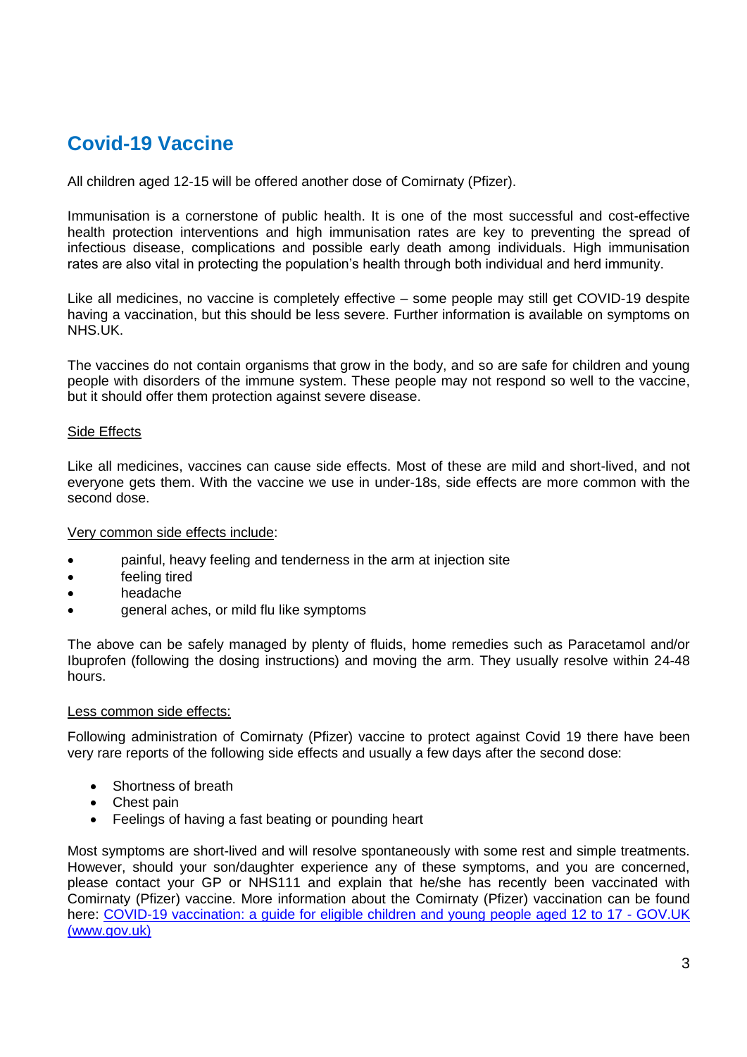## Covid-19 Vaccine

All children aged 12-15 will be offered another dose of Comirnaty (Pfizer).

Immunisation is a cornerstone of public health. It is one of the most successful and cost-effective health protection interventions and high immunisation rates are key to preventing the spread of infectious disease, complications and possible early death among individuals. High immunisation rates are also vital in protecting the population's health through both individual and herd immunity.

Like all medicines, no vaccine is completely effective – some people may still get COVID-19 despite having a vaccination, but this should be less severe. Further information is available on symptoms on NHS.UK.

The vaccines do not contain organisms that grow in the body, and so are safe for children and young people with disorders of the immune system. These people may not respond so well to the vaccine, but it should offer them protection against severe disease.

<u>Side Effects</u>

Like all medicines, vaccines can cause side effects. Most of these are mild and short-lived, and not everyone gets them. With the vaccine we use in under-18s, side effects are more common with the second dose.

<u>Very common side effects include</u>:

- painful, heavy feeling and tenderness in the arm at injection site
- feeling tired
- headache
- general aches, or mild flu like symptoms

The above can be safely managed by plenty of fluids, home remedies such as Paracetamol and/or Ibuprofen (following the dosing instructions) and moving the arm. They usually resolve within 24-48 hours.

<u>Less common side effects:</u>

Following administration of Comirnaty (Pfizer) vaccine to protect against Covid 19 there have been very rare reports of the following side effects and usually a few days after the second dose:

- Shortness of breath
- Chest pain
- Feelings of having a fast beating or pounding heart

Most symptoms are short-lived and will resolve spontaneously with some rest and simple treatments. However, should your son/daughter experience any of these symptoms, and you are concerned, please contact your GP or NHS111 and explain that he/she has recently been vaccinated with Comirnaty (Pfizer) vaccine. More information about the Comirnaty (Pfizer) vaccination can be found here: [COVID-19 vaccination: a guide for eligible children and young people aged 12 to 17 - GOV.UK (www.gov.uk)](www.gov.uk)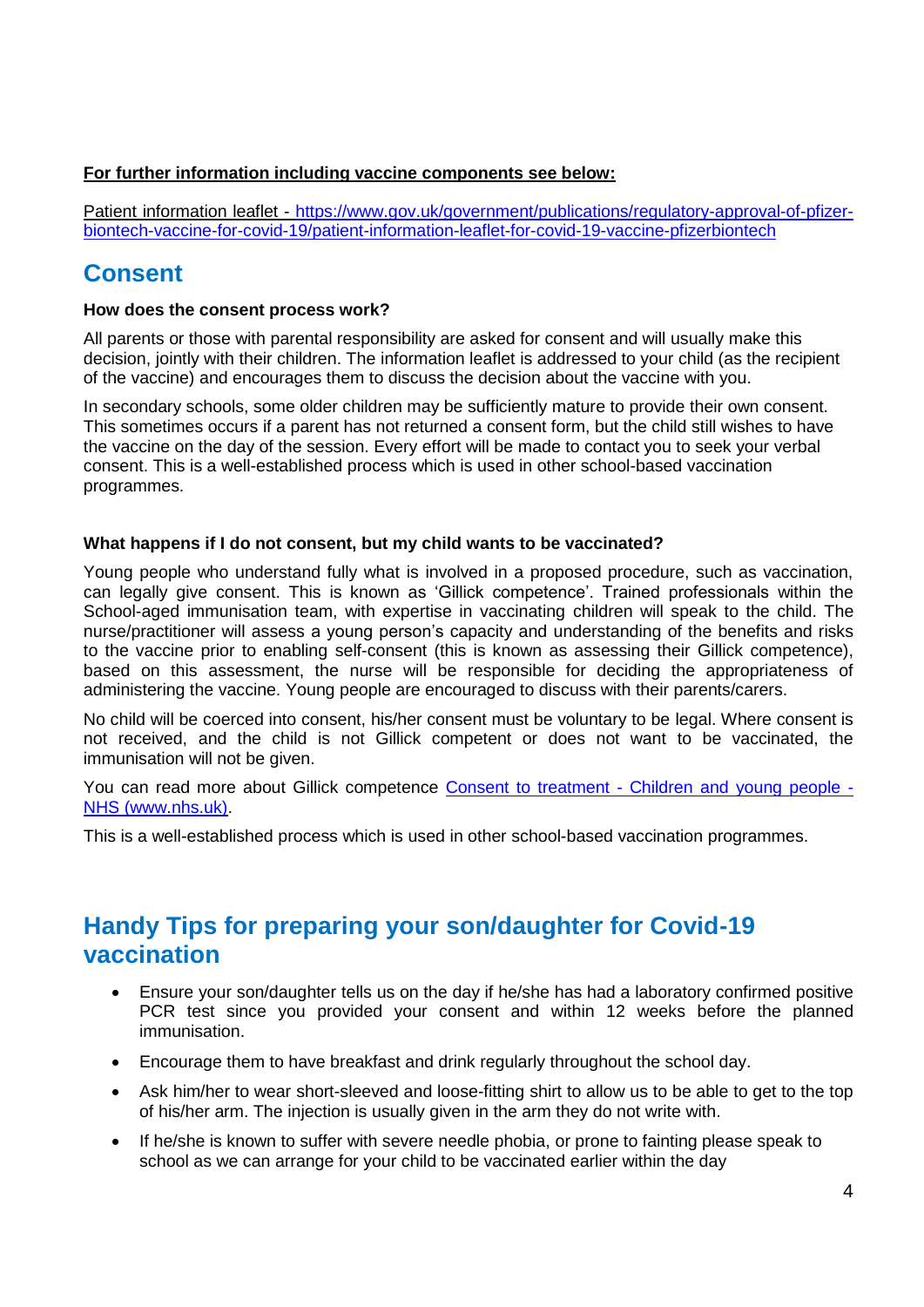**For further information including vaccine components see below:**

Patient information leaflet - [https://www.gov.uk/government/publications/regulatory-approval-of-pfizer-biontech-vaccine-for-covid-19/patient-information-leaflet-for-covid-19-vaccine-pfizerbiontech](https://www.gov.uk/government/publications/regulatory-approval-of-pfizer-biontech-vaccine-for-covid-19/patient-information-leaflet-for-covid-19-vaccine-pfizerbiontech)

## Consent

**How does the consent process work?**

All parents or those with parental responsibility are asked for consent and will usually make this decision, jointly with their children. The information leaflet is addressed to your child (as the recipient of the vaccine) and encourages them to discuss the decision about the vaccine with you.

In secondary schools, some older children may be sufficiently mature to provide their own consent. This sometimes occurs if a parent has not returned a consent form, but the child still wishes to have the vaccine on the day of the session. Every effort will be made to contact you to seek your verbal consent. This is a well-established process which is used in other school-based vaccination programmes.

**What happens if I do not consent, but my child wants to be vaccinated?**

Young people who understand fully what is involved in a proposed procedure, such as vaccination, can legally give consent. This is known as 'Gillick competence'. Trained professionals within the School-aged immunisation team, with expertise in vaccinating children will speak to the child. The nurse/practitioner will assess a young person's capacity and understanding of the benefits and risks to the vaccine prior to enabling self-consent (this is known as assessing their Gillick competence), based on this assessment, the nurse will be responsible for deciding the appropriateness of administering the vaccine. Young people are encouraged to discuss with their parents/carers.

No child will be coerced into consent, his/her consent must be voluntary to be legal. Where consent is not received, and the child is not Gillick competent or does not want to be vaccinated, the immunisation will not be given.

You can read more about Gillick competence [Consent to treatment - Children and young people - NHS (www.nhs.uk)](https://www.nhs.uk).

This is a well-established process which is used in other school-based vaccination programmes.

## Handy Tips for preparing your son/daughter for Covid-19 vaccination

- Ensure your son/daughter tells us on the day if he/she has had a laboratory confirmed positive PCR test since you provided your consent and within 12 weeks before the planned immunisation.
- Encourage them to have breakfast and drink regularly throughout the school day.
- Ask him/her to wear short-sleeved and loose-fitting shirt to allow us to be able to get to the top of his/her arm. The injection is usually given in the arm they do not write with.
- If he/she is known to suffer with severe needle phobia, or prone to fainting please speak to school as we can arrange for your child to be vaccinated earlier within the day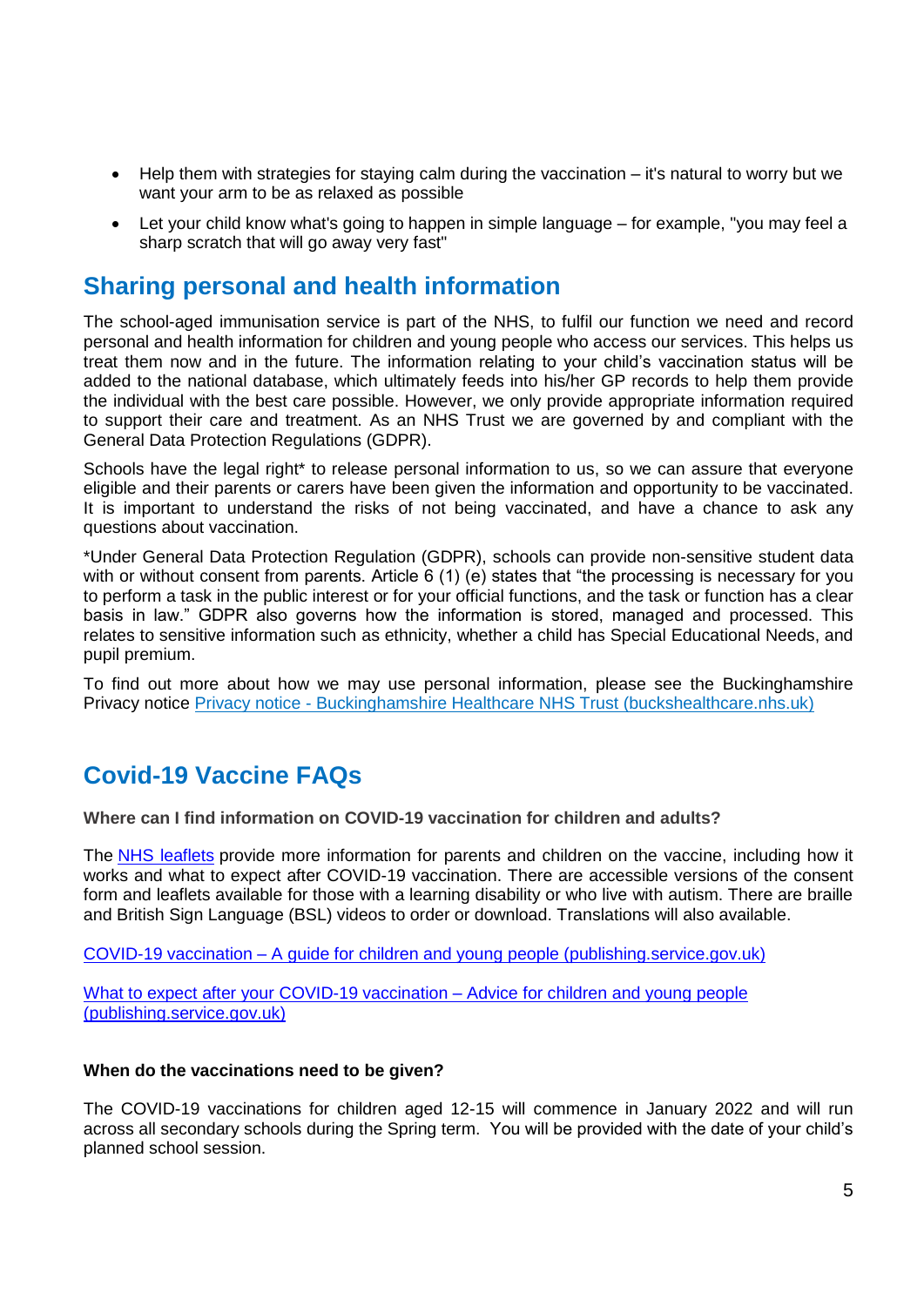- Help them with strategies for staying calm during the vaccination – it's natural to worry but we want your arm to be as relaxed as possible
- Let your child know what's going to happen in simple language – for example, "you may feel a sharp scratch that will go away very fast"

## Sharing personal and health information

The school-aged immunisation service is part of the NHS, to fulfil our function we need and record personal and health information for children and young people who access our services. This helps us treat them now and in the future. The information relating to your child's vaccination status will be added to the national database, which ultimately feeds into his/her GP records to help them provide the individual with the best care possible. However, we only provide appropriate information required to support their care and treatment. As an NHS Trust we are governed by and compliant with the General Data Protection Regulations (GDPR).

Schools have the legal right* to release personal information to us, so we can assure that everyone eligible and their parents or carers have been given the information and opportunity to be vaccinated. It is important to understand the risks of not being vaccinated, and have a chance to ask any questions about vaccination.

*Under General Data Protection Regulation (GDPR), schools can provide non-sensitive student data with or without consent from parents. Article 6 (1) (e) states that "the processing is necessary for you to perform a task in the public interest or for your official functions, and the task or function has a clear basis in law." GDPR also governs how the information is stored, managed and processed. This relates to sensitive information such as ethnicity, whether a child has Special Educational Needs, and pupil premium.

To find out more about how we may use personal information, please see the Buckinghamshire Privacy notice Privacy notice - Buckinghamshire Healthcare NHS Trust (buckshealthcare.nhs.uk)

## Covid-19 Vaccine FAQs

**Where can I find information on COVID-19 vaccination for children and adults?**

The NHS leaflets provide more information for parents and children on the vaccine, including how it works and what to expect after COVID-19 vaccination. There are accessible versions of the consent form and leaflets available for those with a learning disability or who live with autism. There are braille and British Sign Language (BSL) videos to order or download. Translations will also available.

COVID-19 vaccination – A guide for children and young people (publishing.service.gov.uk)

What to expect after your COVID-19 vaccination – Advice for children and young people (publishing.service.gov.uk)

**When do the vaccinations need to be given?**

The COVID-19 vaccinations for children aged 12-15 will commence in January 2022 and will run across all secondary schools during the Spring term. You will be provided with the date of your child's planned school session.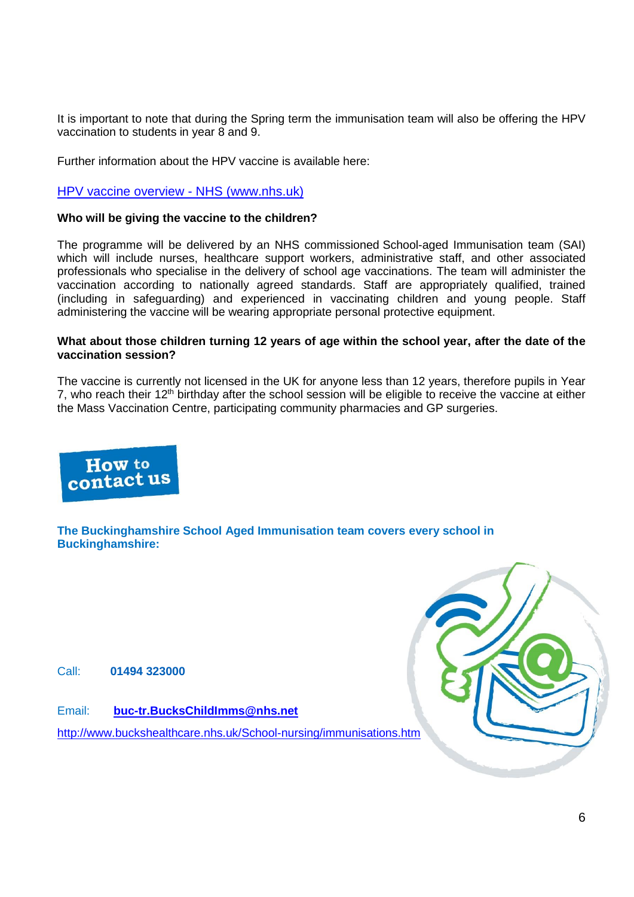It is important to note that during the Spring term the immunisation team will also be offering the HPV vaccination to students in year 8 and 9.

Further information about the HPV vaccine is available here:

[HPV vaccine overview - NHS (www.nhs.uk)](https://www.nhs.uk)

**Who will be giving the vaccine to the children?**

The programme will be delivered by an NHS commissioned School-aged Immunisation team (SAI) which will include nurses, healthcare support workers, administrative staff, and other associated professionals who specialise in the delivery of school age vaccinations. The team will administer the vaccination according to nationally agreed standards. Staff are appropriately qualified, trained (including in safeguarding) and experienced in vaccinating children and young people. Staff administering the vaccine will be wearing appropriate personal protective equipment.

**What about those children turning 12 years of age within the school year, after the date of the vaccination session?**

The vaccine is currently not licensed in the UK for anyone less than 12 years, therefore pupils in Year 7, who reach their 12th birthday after the school session will be eligible to receive the vaccine at either the Mass Vaccination Centre, participating community pharmacies and GP surgeries.

## How to contact us

**The Buckinghamshire School Aged Immunisation team covers every school in Buckinghamshire:**

Call: **01494 323000**

Email: **buc-tr.BucksChildImms@nhs.net**

http://www.buckshealthcare.nhs.uk/School-nursing/immunisations.htm